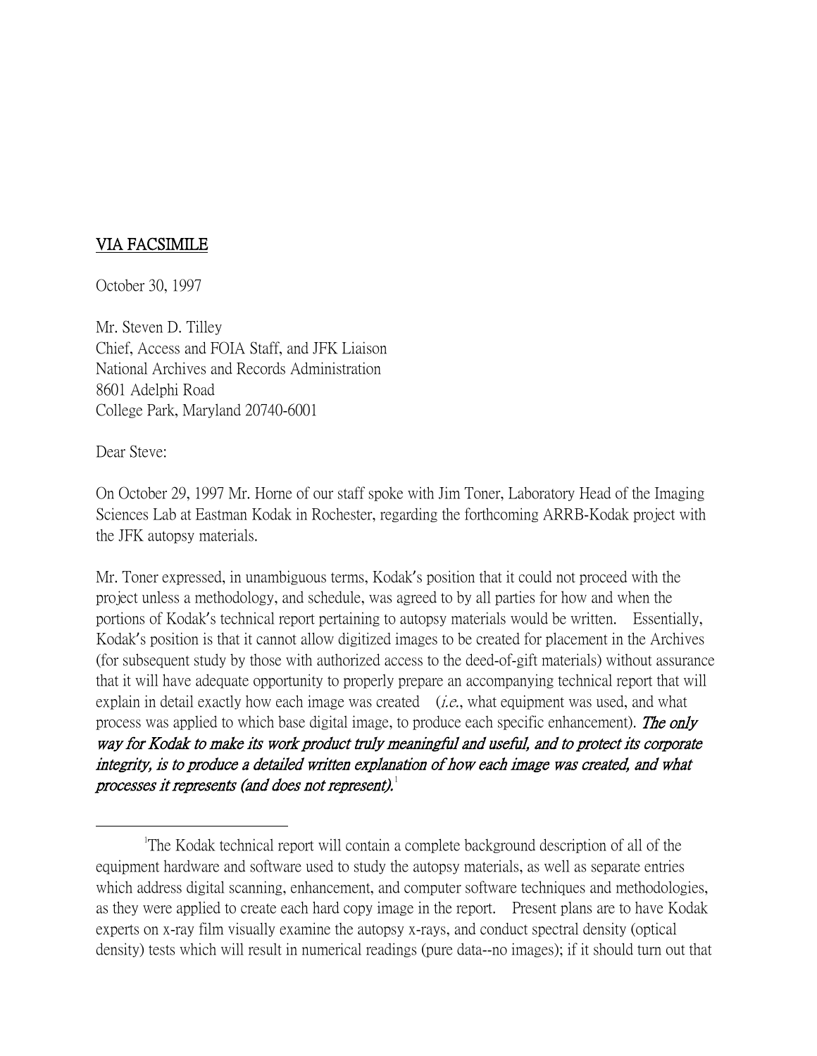VIA FACSIMILE

October 30, 1997

Mr. Steven D. Tilley
Chief, Access and FOIA Staff, and JFK Liaison
National Archives and Records Administration
8601 Adelphi Road
College Park, Maryland 20740-6001

Dear Steve:

On October 29, 1997 Mr. Horne of our staff spoke with Jim Toner, Laboratory Head of the Imaging Sciences Lab at Eastman Kodak in Rochester, regarding the forthcoming ARRB-Kodak project with the JFK autopsy materials.

Mr. Toner expressed, in unambiguous terms, Kodak's position that it could not proceed with the project unless a methodology, and schedule, was agreed to by all parties for how and when the portions of Kodak's technical report pertaining to autopsy materials would be written. Essentially, Kodak's position is that it cannot allow digitized images to be created for placement in the Archives (for subsequent study by those with authorized access to the deed-of-gift materials) without assurance that it will have adequate opportunity to properly prepare an accompanying technical report that will explain in detail exactly how each image was created (*i.e.*, what equipment was used, and what process was applied to which base digital image, to produce each specific enhancement). ***The only way for Kodak to make its work product truly meaningful and useful, and to protect its corporate integrity, is to produce a detailed written explanation of how each image was created, and what processes it represents (and does not represent).***[1]

[1]The Kodak technical report will contain a complete background description of all of the equipment hardware and software used to study the autopsy materials, as well as separate entries which address digital scanning, enhancement, and computer software techniques and methodologies, as they were applied to create each hard copy image in the report. Present plans are to have Kodak experts on x-ray film visually examine the autopsy x-rays, and conduct spectral density (optical density) tests which will result in numerical readings (pure data--no images); if it should turn out that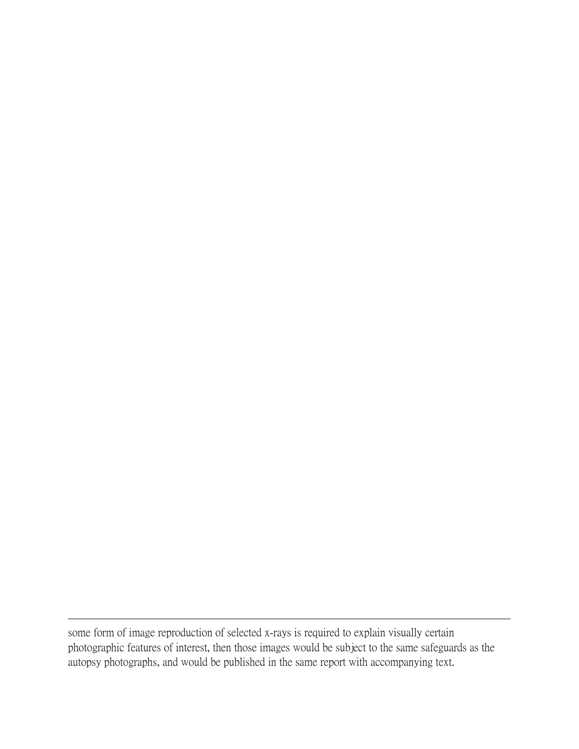some form of image reproduction of selected x-rays is required to explain visually certain photographic features of interest, then those images would be subject to the same safeguards as the autopsy photographs, and would be published in the same report with accompanying text.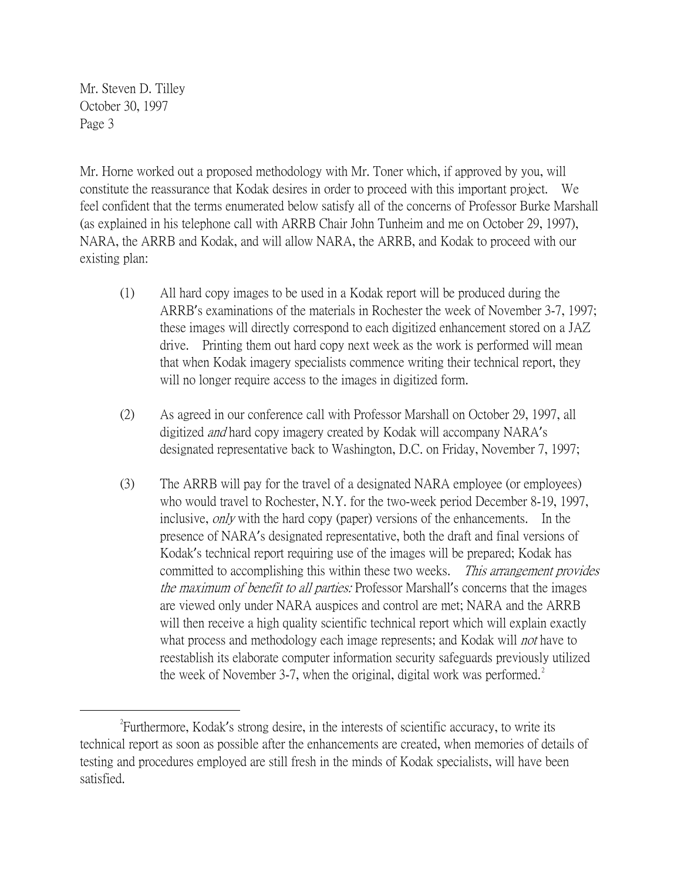Mr. Steven D. Tilley
October 30, 1997
Page 3

Mr. Horne worked out a proposed methodology with Mr. Toner which, if approved by you, will constitute the reassurance that Kodak desires in order to proceed with this important project. We feel confident that the terms enumerated below satisfy all of the concerns of Professor Burke Marshall (as explained in his telephone call with ARRB Chair John Tunheim and me on October 29, 1997), NARA, the ARRB and Kodak, and will allow NARA, the ARRB, and Kodak to proceed with our existing plan:

(1) All hard copy images to be used in a Kodak report will be produced during the ARRB's examinations of the materials in Rochester the week of November 3-7, 1997; these images will directly correspond to each digitized enhancement stored on a JAZ drive. Printing them out hard copy next week as the work is performed will mean that when Kodak imagery specialists commence writing their technical report, they will no longer require access to the images in digitized form.

(2) As agreed in our conference call with Professor Marshall on October 29, 1997, all digitized *and* hard copy imagery created by Kodak will accompany NARA's designated representative back to Washington, D.C. on Friday, November 7, 1997;

(3) The ARRB will pay for the travel of a designated NARA employee (or employees) who would travel to Rochester, N.Y. for the two-week period December 8-19, 1997, inclusive, *only* with the hard copy (paper) versions of the enhancements. In the presence of NARA's designated representative, both the draft and final versions of Kodak's technical report requiring use of the images will be prepared; Kodak has committed to accomplishing this within these two weeks. *This arrangement provides the maximum of benefit to all parties:* Professor Marshall's concerns that the images are viewed only under NARA auspices and control are met; NARA and the ARRB will then receive a high quality scientific technical report which will explain exactly what process and methodology each image represents; and Kodak will *not* have to reestablish its elaborate computer information security safeguards previously utilized the week of November 3-7, when the original, digital work was performed.[2]

[2]Furthermore, Kodak's strong desire, in the interests of scientific accuracy, to write its technical report as soon as possible after the enhancements are created, when memories of details of testing and procedures employed are still fresh in the minds of Kodak specialists, will have been satisfied.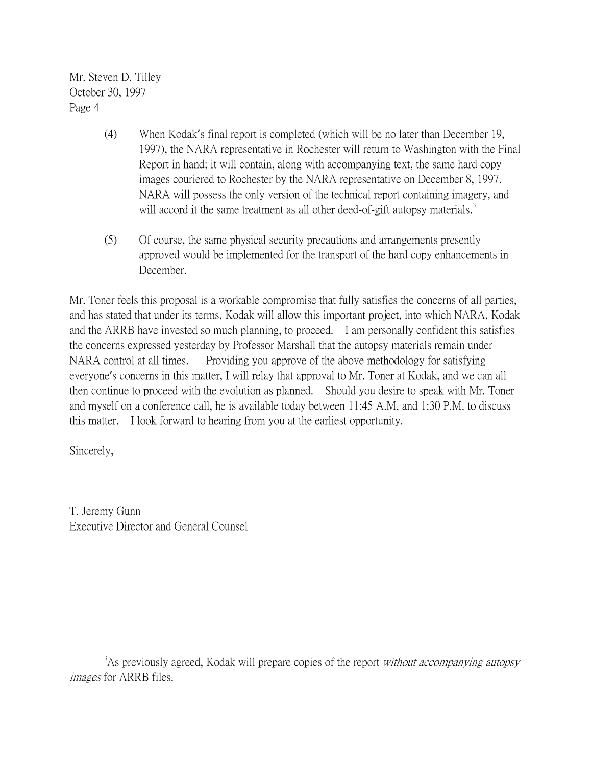Mr. Steven D. Tilley
October 30, 1997
Page 4

(4) When Kodak's final report is completed (which will be no later than December 19, 1997), the NARA representative in Rochester will return to Washington with the Final Report in hand; it will contain, along with accompanying text, the same hard copy images couriered to Rochester by the NARA representative on December 8, 1997. NARA will possess the only version of the technical report containing imagery, and will accord it the same treatment as all other deed-of-gift autopsy materials.[3]

(5) Of course, the same physical security precautions and arrangements presently approved would be implemented for the transport of the hard copy enhancements in December.

Mr. Toner feels this proposal is a workable compromise that fully satisfies the concerns of all parties, and has stated that under its terms, Kodak will allow this important project, into which NARA, Kodak and the ARRB have invested so much planning, to proceed. I am personally confident this satisfies the concerns expressed yesterday by Professor Marshall that the autopsy materials remain under NARA control at all times. Providing you approve of the above methodology for satisfying everyone's concerns in this matter, I will relay that approval to Mr. Toner at Kodak, and we can all then continue to proceed with the evolution as planned. Should you desire to speak with Mr. Toner and myself on a conference call, he is available today between 11:45 A.M. and 1:30 P.M. to discuss this matter. I look forward to hearing from you at the earliest opportunity.

Sincerely,

T. Jeremy Gunn
Executive Director and General Counsel

---

[3] As previously agreed, Kodak will prepare copies of the report *without accompanying autopsy images* for ARRB files.